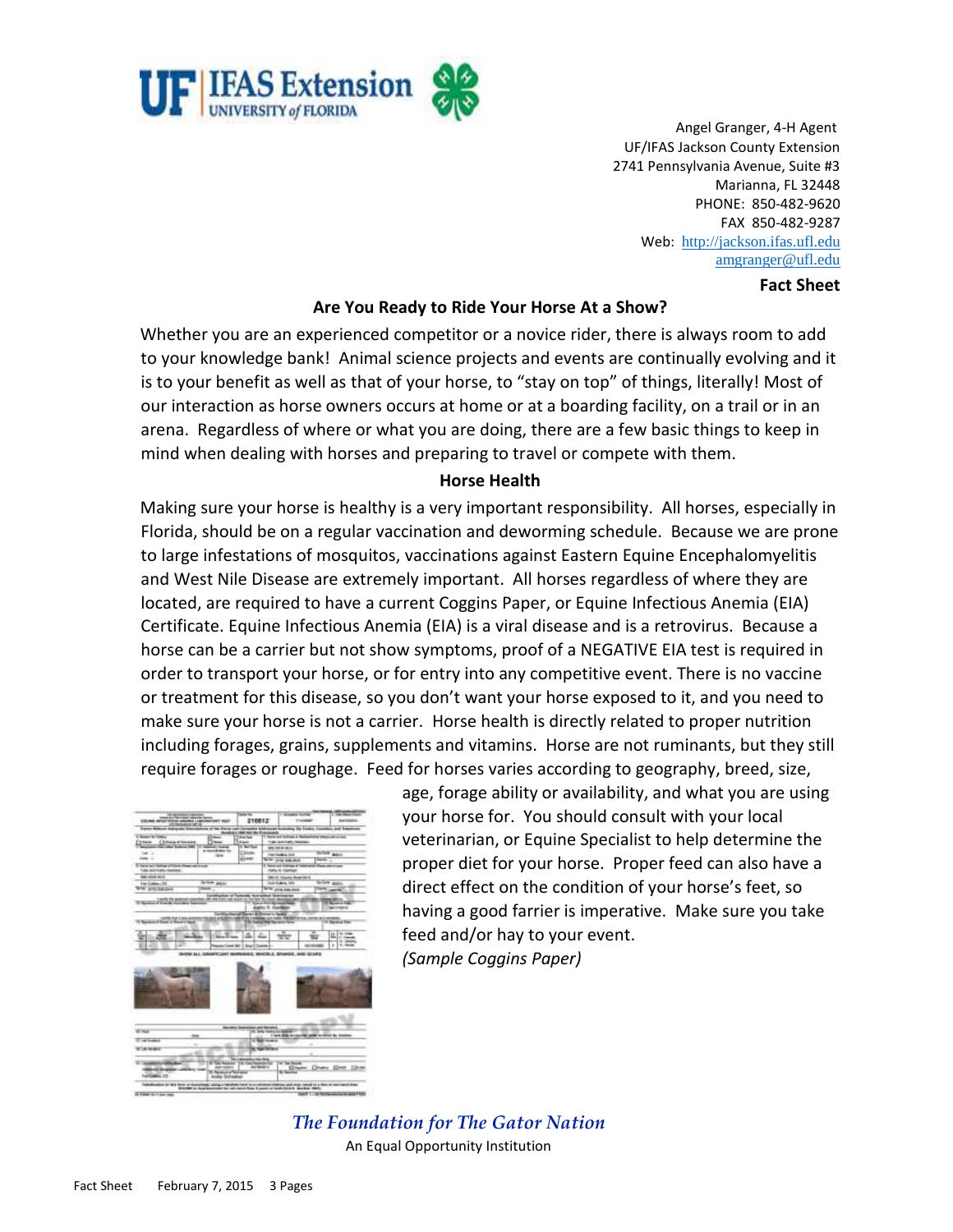UF | IFAS Extension UNIVERSITY of FLORIDA

Angel Granger, 4-H Agent
UF/IFAS Jackson County Extension
2741 Pennsylvania Avenue, Suite #3
Marianna, FL 32448
PHONE: 850-482-9620
FAX 850-482-9287
Web: http://jackson.ifas.ufl.edu
amgranger@ufl.edu

**Fact Sheet**

## Are You Ready to Ride Your Horse At a Show?

Whether you are an experienced competitor or a novice rider, there is always room to add to your knowledge bank! Animal science projects and events are continually evolving and it is to your benefit as well as that of your horse, to "stay on top" of things, literally! Most of our interaction as horse owners occurs at home or at a boarding facility, on a trail or in an arena. Regardless of where or what you are doing, there are a few basic things to keep in mind when dealing with horses and preparing to travel or compete with them.

### Horse Health

Making sure your horse is healthy is a very important responsibility. All horses, especially in Florida, should be on a regular vaccination and deworming schedule. Because we are prone to large infestations of mosquitos, vaccinations against Eastern Equine Encephalomyelitis and West Nile Disease are extremely important. All horses regardless of where they are located, are required to have a current Coggins Paper, or Equine Infectious Anemia (EIA) Certificate. Equine Infectious Anemia (EIA) is a viral disease and is a retrovirus. Because a horse can be a carrier but not show symptoms, proof of a NEGATIVE EIA test is required in order to transport your horse, or for entry into any competitive event. There is no vaccine or treatment for this disease, so you don't want your horse exposed to it, and you need to make sure your horse is not a carrier. Horse health is directly related to proper nutrition including forages, grains, supplements and vitamins. Horse are not ruminants, but they still require forages or roughage. Feed for horses varies according to geography, breed, size, age, forage ability or availability, and what you are using your horse for. You should consult with your local veterinarian, or Equine Specialist to help determine the proper diet for your horse. Proper feed can also have a direct effect on the condition of your horse's feet, so having a good farrier is imperative. Make sure you take feed and/or hay to your event.

*(Sample Coggins Paper)*

*The Foundation for The Gator Nation*
An Equal Opportunity Institution

Fact Sheet February 7, 2015 3 Pages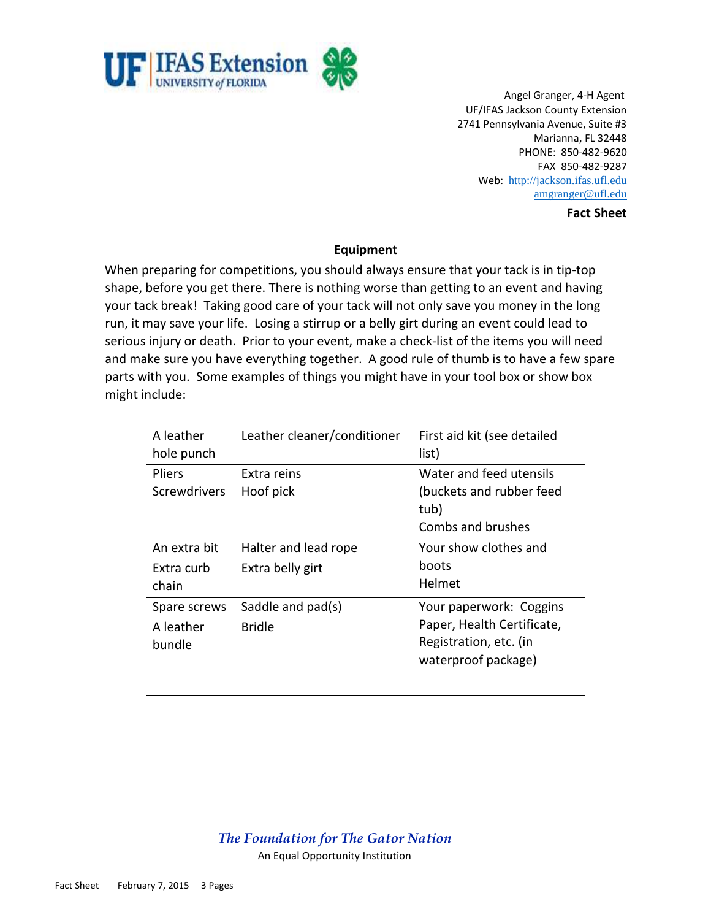Angel Granger, 4-H Agent
UF/IFAS Jackson County Extension
2741 Pennsylvania Avenue, Suite #3
Marianna, FL 32448
PHONE: 850-482-9620
FAX 850-482-9287
Web: http://jackson.ifas.ufl.edu
amgranger@ufl.edu

**Fact Sheet**

## Equipment

When preparing for competitions, you should always ensure that your tack is in tip-top shape, before you get there. There is nothing worse than getting to an event and having your tack break! Taking good care of your tack will not only save you money in the long run, it may save your life. Losing a stirrup or a belly girt during an event could lead to serious injury or death. Prior to your event, make a check-list of the items you will need and make sure you have everything together. A good rule of thumb is to have a few spare parts with you. Some examples of things you might have in your tool box or show box might include:

| | | |
|---|---|---|
| A leather hole punch | Leather cleaner/conditioner | First aid kit (see detailed list) |
| Pliers<br>Screwdrivers | Extra reins<br>Hoof pick | Water and feed utensils (buckets and rubber feed tub)<br>Combs and brushes |
| An extra bit<br>Extra curb chain | Halter and lead rope<br>Extra belly girt | Your show clothes and boots<br>Helmet |
| Spare screws<br>A leather bundle | Saddle and pad(s)<br>Bridle | Your paperwork: Coggins Paper, Health Certificate, Registration, etc. (in waterproof package) |

*The Foundation for The Gator Nation*
An Equal Opportunity Institution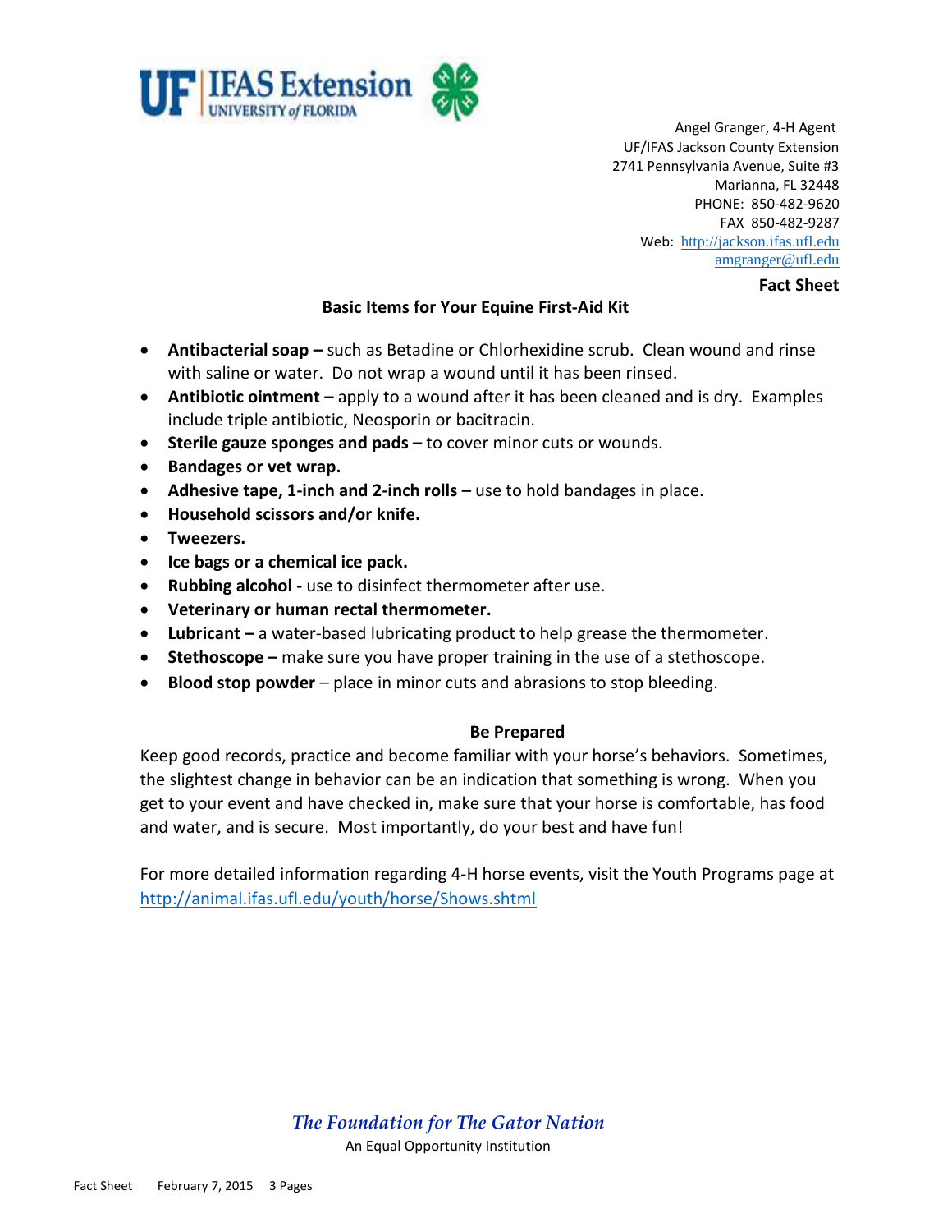Angel Granger, 4-H Agent
UF/IFAS Jackson County Extension
2741 Pennsylvania Avenue, Suite #3
Marianna, FL 32448
PHONE: 850-482-9620
FAX 850-482-9287
Web: http://jackson.ifas.ufl.edu
amgranger@ufl.edu

**Fact Sheet**

## Basic Items for Your Equine First-Aid Kit

- **Antibacterial soap –** such as Betadine or Chlorhexidine scrub. Clean wound and rinse with saline or water. Do not wrap a wound until it has been rinsed.
- **Antibiotic ointment –** apply to a wound after it has been cleaned and is dry. Examples include triple antibiotic, Neosporin or bacitracin.
- **Sterile gauze sponges and pads –** to cover minor cuts or wounds.
- **Bandages or vet wrap.**
- **Adhesive tape, 1-inch and 2-inch rolls –** use to hold bandages in place.
- **Household scissors and/or knife.**
- **Tweezers.**
- **Ice bags or a chemical ice pack.**
- **Rubbing alcohol -** use to disinfect thermometer after use.
- **Veterinary or human rectal thermometer.**
- **Lubricant –** a water-based lubricating product to help grease the thermometer.
- **Stethoscope –** make sure you have proper training in the use of a stethoscope.
- **Blood stop powder** – place in minor cuts and abrasions to stop bleeding.

## Be Prepared

Keep good records, practice and become familiar with your horse's behaviors. Sometimes, the slightest change in behavior can be an indication that something is wrong. When you get to your event and have checked in, make sure that your horse is comfortable, has food and water, and is secure. Most importantly, do your best and have fun!

For more detailed information regarding 4-H horse events, visit the Youth Programs page at http://animal.ifas.ufl.edu/youth/horse/Shows.shtml

*The Foundation for The Gator Nation*
An Equal Opportunity Institution